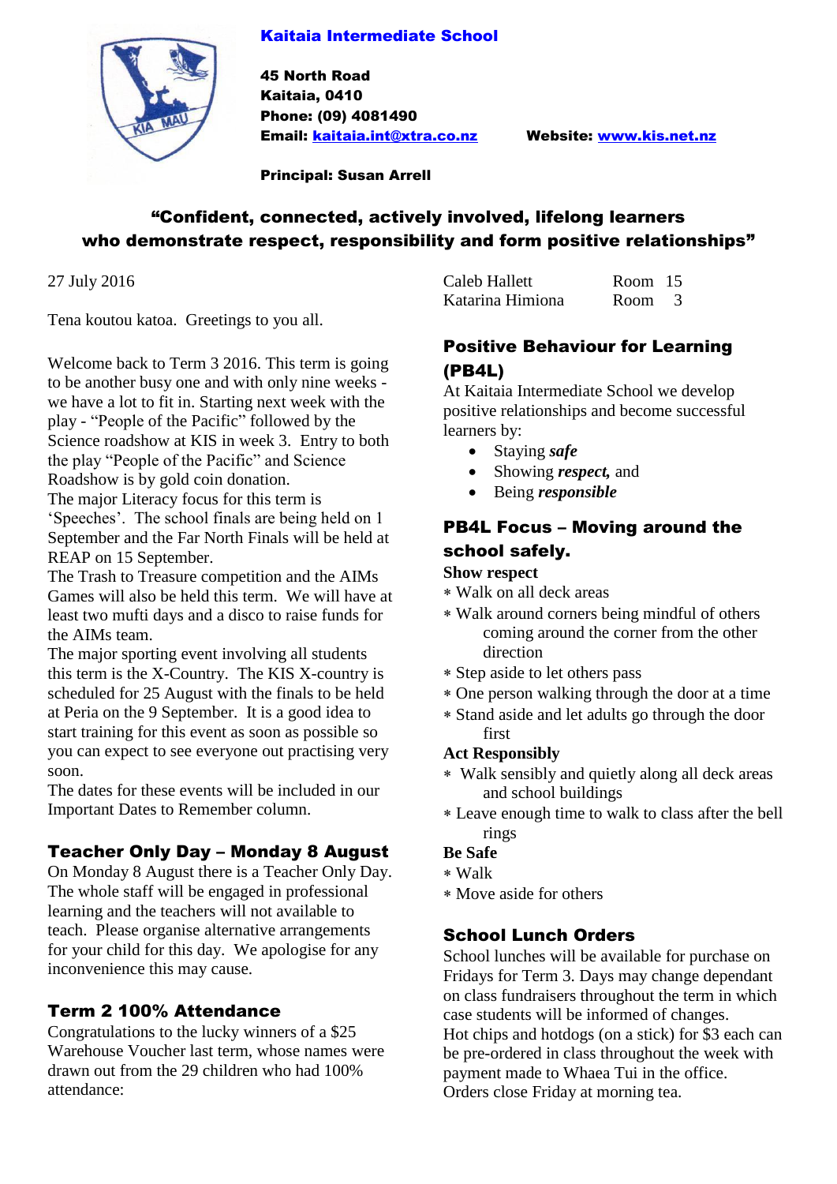# Kaitaia Intermediate School

**45 North Road**
**Kaitaia, 0410**
**Phone: (09) 4081490**
**Email: kaitaia.int@xtra.co.nz** **Website: www.kis.net.nz**

**Principal: Susan Arrell**

## "Confident, connected, actively involved, lifelong learners who demonstrate respect, responsibility and form positive relationships"

27 July 2016

Tena koutou katoa. Greetings to you all.

Welcome back to Term 3 2016. This term is going to be another busy one and with only nine weeks - we have a lot to fit in. Starting next week with the play - "People of the Pacific" followed by the Science roadshow at KIS in week 3. Entry to both the play "People of the Pacific" and Science Roadshow is by gold coin donation.
The major Literacy focus for this term is 'Speeches'. The school finals are being held on 1 September and the Far North Finals will be held at REAP on 15 Sepember.
The Trash to Treasure competition and the AIMs Games will also be held this term. We will have at least two mufti days and a disco to raise funds for the AIMs team.
The major sporting event involving all students this term is the X-Country. The KIS X-country is scheduled for 25 August with the finals to be held at Peria on the 9 September. It is a good idea to start training for this event as soon as possible so you can expect to see everyone out practising very soon.
The dates for these events will be included in our Important Dates to Remember column.

### Teacher Only Day – Monday 8 August

On Monday 8 August there is a Teacher Only Day. The whole staff will be engaged in professional learning and the teachers will not available to teach. Please organise alternative arrangements for your child for this day. We apologise for any inconvenience this may cause.

### Term 2 100% Attendance

Congratulations to the lucky winners of a $25 Warehouse Voucher last term, whose names were drawn out from the 29 children who had 100% attendance:

| | |
|---|---|
| Caleb Hallett | Room 15 |
| Katarina Himiona | Room 3 |

### Positive Behaviour for Learning (PB4L)

At Kaitaia Intermediate School we develop positive relationships and become successful learners by:

- Staying ***safe***
- Showing ***respect,*** and
- Being ***responsible***

### PB4L Focus – Moving around the school safely.

**Show respect**

* Walk on all deck areas
* Walk around corners being mindful of others coming around the corner from the other direction
* Step aside to let others pass
* One person walking through the door at a time
* Stand aside and let adults go through the door first

**Act Responsibly**

* Walk sensibly and quietly along all deck areas and school buildings
* Leave enough time to walk to class after the bell rings

**Be Safe**

* Walk
* Move aside for others

### School Lunch Orders

School lunches will be available for purchase on Fridays for Term 3. Days may change dependant on class fundraisers throughout the term in which case students will be informed of changes.
Hot chips and hotdogs (on a stick) for $3 each can be pre-ordered in class throughout the week with payment made to Whaea Tui in the office.
Orders close Friday at morning tea.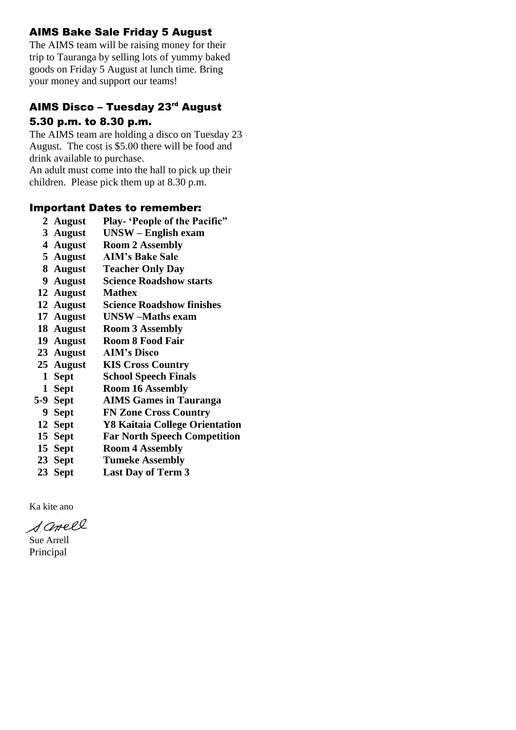## AIMS Bake Sale Friday 5 August

The AIMS team will be raising money for their trip to Tauranga by selling lots of yummy baked goods on Friday 5 August at lunch time. Bring your money and support our teams!

## AIMS Disco – Tuesday 23rd August 5.30 p.m. to 8.30 p.m.

The AIMS team are holding a disco on Tuesday 23 August. The cost is $5.00 there will be food and drink available to purchase.
An adult must come into the hall to pick up their children. Please pick them up at 8.30 p.m.

## Important Dates to remember:

| | | |
|---|---|---|
| **2** | **August** | **Play- 'People of the Pacific"** |
| **3** | **August** | **UNSW – English exam** |
| **4** | **August** | **Room 2 Assembly** |
| **5** | **August** | **AIM's Bake Sale** |
| **8** | **August** | **Teacher Only Day** |
| **9** | **August** | **Science Roadshow starts** |
| **12** | **August** | **Mathex** |
| **12** | **August** | **Science Roadshow finishes** |
| **17** | **August** | **UNSW –Maths exam** |
| **18** | **August** | **Room 3 Assembly** |
| **19** | **August** | **Room 8 Food Fair** |
| **23** | **August** | **AIM's Disco** |
| **25** | **August** | **KIS Cross Country** |
| **1** | **Sept** | **School Speech Finals** |
| **1** | **Sept** | **Room 16 Assembly** |
| **5-9** | **Sept** | **AIMS Games in Tauranga** |
| **9** | **Sept** | **FN Zone Cross Country** |
| **12** | **Sept** | **Y8 Kaitaia College Orientation** |
| **15** | **Sept** | **Far North Speech Competition** |
| **15** | **Sept** | **Room 4 Assembly** |
| **23** | **Sept** | **Tumeke Assembly** |
| **23** | **Sept** | **Last Day of Term 3** |

Ka kite ano

S Arell

Sue Arrell
Principal